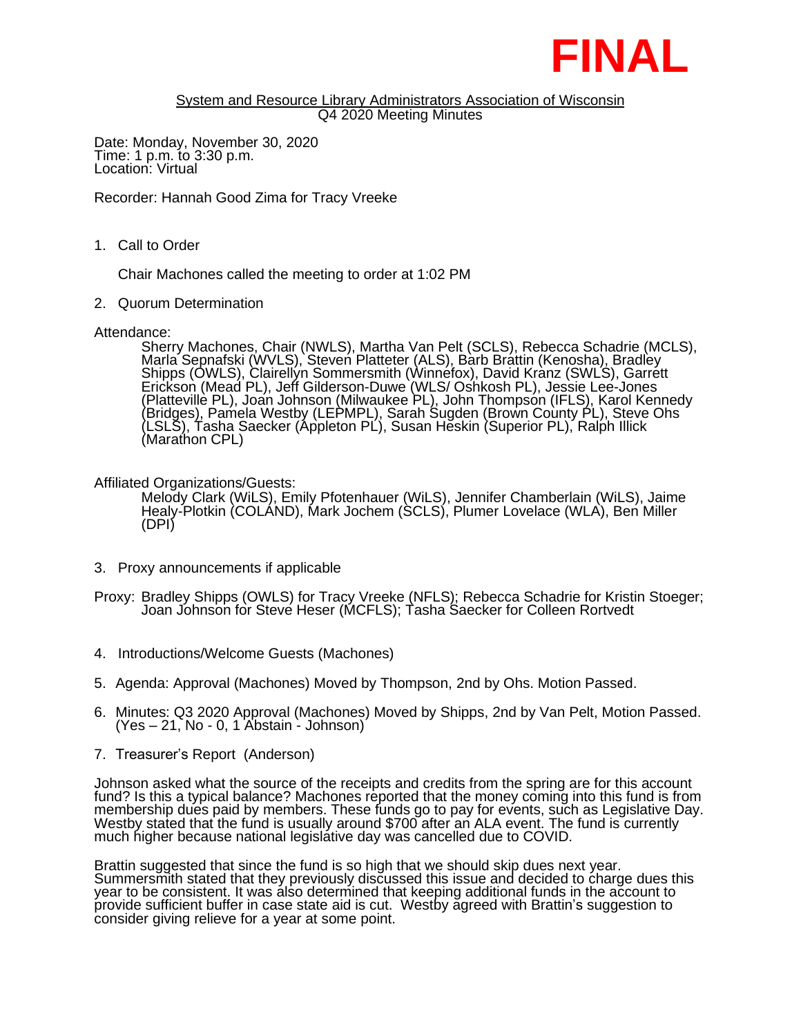**FINAL**

System and Resource Library Administrators Association of Wisconsin
Q4 2020 Meeting Minutes

Date: Monday, November 30, 2020
Time: 1 p.m. to 3:30 p.m.
Location: Virtual

Recorder: Hannah Good Zima for Tracy Vreeke

1. Call to Order

   Chair Machones called the meeting to order at 1:02 PM

2. Quorum Determination

Attendance:

> Sherry Machones, Chair (NWLS), Martha Van Pelt (SCLS), Rebecca Schadrie (MCLS), Marla Sepnafski (WVLS), Steven Platteter (ALS), Barb Brattin (Kenosha), Bradley Shipps (OWLS), Clairellyn Sommersmith (Winnefox), David Kranz (SWLS), Garrett Erickson (Mead PL), Jeff Gilderson-Duwe (WLS/ Oshkosh PL), Jessie Lee-Jones (Platteville PL), Joan Johnson (Milwaukee PL), John Thompson (IFLS), Karol Kennedy (Bridges), Pamela Westby (LEPMPL), Sarah Sugden (Brown County PL), Steve Ohs (LSLS), Tasha Saecker (Appleton PL), Susan Heskin (Superior PL), Ralph Illick (Marathon CPL)

Affiliated Organizations/Guests:

> Melody Clark (WiLS), Emily Pfotenhauer (WiLS), Jennifer Chamberlain (WiLS), Jaime Healy-Plotkin (COLAND), Mark Jochem (SCLS), Plumer Lovelace (WLA), Ben Miller (DPI)

3. Proxy announcements if applicable

Proxy: Bradley Shipps (OWLS) for Tracy Vreeke (NFLS); Rebecca Schadrie for Kristin Stoeger; Joan Johnson for Steve Heser (MCFLS); Tasha Saecker for Colleen Rortvedt

4. Introductions/Welcome Guests (Machones)

5. Agenda: Approval (Machones) Moved by Thompson, 2nd by Ohs. Motion Passed.

6. Minutes: Q3 2020 Approval (Machones) Moved by Shipps, 2nd by Van Pelt, Motion Passed. (Yes – 21, No - 0, 1 Abstain - Johnson)

7. Treasurer's Report (Anderson)

Johnson asked what the source of the receipts and credits from the spring are for this account fund? Is this a typical balance? Machones reported that the money coming into this fund is from membership dues paid by members. These funds go to pay for events, such as Legislative Day. Westby stated that the fund is usually around $700 after an ALA event. The fund is currently much higher because national legislative day was cancelled due to COVID.

Brattin suggested that since the fund is so high that we should skip dues next year. Summersmith stated that they previously discussed this issue and decided to charge dues this year to be consistent. It was also determined that keeping additional funds in the account to provide sufficient buffer in case state aid is cut. Westby agreed with Brattin's suggestion to consider giving relieve for a year at some point.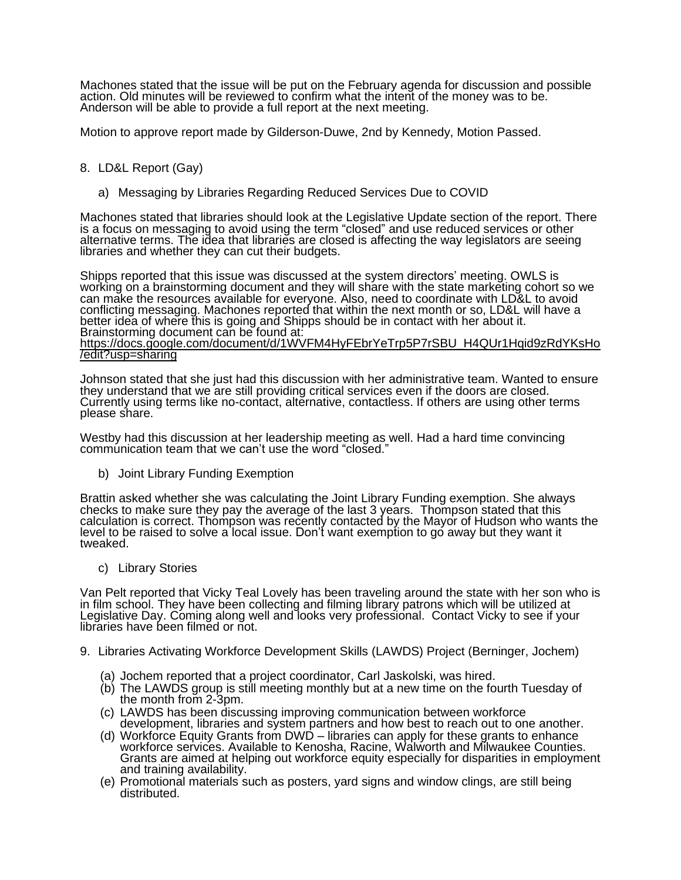Machones stated that the issue will be put on the February agenda for discussion and possible action. Old minutes will be reviewed to confirm what the intent of the money was to be. Anderson will be able to provide a full report at the next meeting.

Motion to approve report made by Gilderson-Duwe, 2nd by Kennedy, Motion Passed.

8. LD&L Report (Gay)

   a) Messaging by Libraries Regarding Reduced Services Due to COVID

Machones stated that libraries should look at the Legislative Update section of the report. There is a focus on messaging to avoid using the term "closed" and use reduced services or other alternative terms. The idea that libraries are closed is affecting the way legislators are seeing libraries and whether they can cut their budgets.

Shipps reported that this issue was discussed at the system directors' meeting. OWLS is working on a brainstorming document and they will share with the state marketing cohort so we can make the resources available for everyone. Also, need to coordinate with LD&L to avoid conflicting messaging. Machones reported that within the next month or so, LD&L will have a better idea of where this is going and Shipps should be in contact with her about it. Brainstorming document can be found at: https://docs.google.com/document/d/1WVFM4HyFEbrYeTrp5P7rSBU_H4QUr1Hqid9zRdYKsHo/edit?usp=sharing

Johnson stated that she just had this discussion with her administrative team. Wanted to ensure they understand that we are still providing critical services even if the doors are closed. Currently using terms like no-contact, alternative, contactless. If others are using other terms please share.

Westby had this discussion at her leadership meeting as well. Had a hard time convincing communication team that we can't use the word "closed."

   b) Joint Library Funding Exemption

Brattin asked whether she was calculating the Joint Library Funding exemption. She always checks to make sure they pay the average of the last 3 years. Thompson stated that this calculation is correct. Thompson was recently contacted by the Mayor of Hudson who wants the level to be raised to solve a local issue. Don't want exemption to go away but they want it tweaked.

   c) Library Stories

Van Pelt reported that Vicky Teal Lovely has been traveling around the state with her son who is in film school. They have been collecting and filming library patrons which will be utilized at Legislative Day. Coming along well and looks very professional. Contact Vicky to see if your libraries have been filmed or not.

9. Libraries Activating Workforce Development Skills (LAWDS) Project (Berninger, Jochem)

   (a) Jochem reported that a project coordinator, Carl Jaskolski, was hired.
   (b) The LAWDS group is still meeting monthly but at a new time on the fourth Tuesday of the month from 2-3pm.
   (c) LAWDS has been discussing improving communication between workforce development, libraries and system partners and how best to reach out to one another.
   (d) Workforce Equity Grants from DWD – libraries can apply for these grants to enhance workforce services. Available to Kenosha, Racine, Walworth and Milwaukee Counties. Grants are aimed at helping out workforce equity especially for disparities in employment and training availability.
   (e) Promotional materials such as posters, yard signs and window clings, are still being distributed.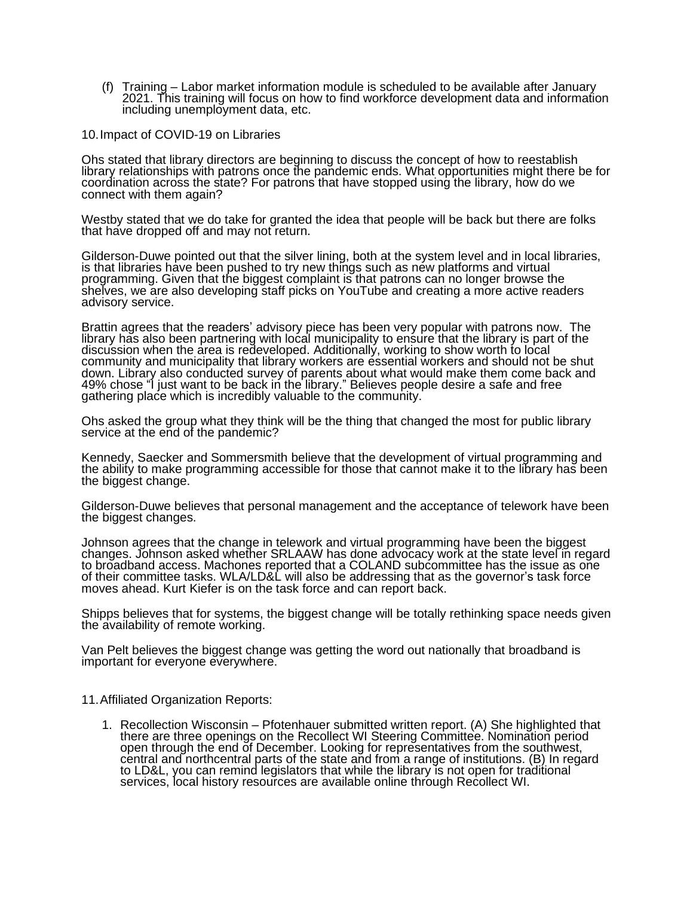(f) Training – Labor market information module is scheduled to be available after January 2021. This training will focus on how to find workforce development data and information including unemployment data, etc.

10. Impact of COVID-19 on Libraries

Ohs stated that library directors are beginning to discuss the concept of how to reestablish library relationships with patrons once the pandemic ends. What opportunities might there be for coordination across the state? For patrons that have stopped using the library, how do we connect with them again?

Westby stated that we do take for granted the idea that people will be back but there are folks that have dropped off and may not return.

Gilderson-Duwe pointed out that the silver lining, both at the system level and in local libraries, is that libraries have been pushed to try new things such as new platforms and virtual programming. Given that the biggest complaint is that patrons can no longer browse the shelves, we are also developing staff picks on YouTube and creating a more active readers advisory service.

Brattin agrees that the readers' advisory piece has been very popular with patrons now. The library has also been partnering with local municipality to ensure that the library is part of the discussion when the area is redeveloped. Additionally, working to show worth to local community and municipality that library workers are essential workers and should not be shut down. Library also conducted survey of parents about what would make them come back and 49% chose "I just want to be back in the library." Believes people desire a safe and free gathering place which is incredibly valuable to the community.

Ohs asked the group what they think will be the thing that changed the most for public library service at the end of the pandemic?

Kennedy, Saecker and Sommersmith believe that the development of virtual programming and the ability to make programming accessible for those that cannot make it to the library has been the biggest change.

Gilderson-Duwe believes that personal management and the acceptance of telework have been the biggest changes.

Johnson agrees that the change in telework and virtual programming have been the biggest changes. Johnson asked whether SRLAAW has done advocacy work at the state level in regard to broadband access. Machones reported that a COLAND subcommittee has the issue as one of their committee tasks. WLA/LD&L will also be addressing that as the governor's task force moves ahead. Kurt Kiefer is on the task force and can report back.

Shipps believes that for systems, the biggest change will be totally rethinking space needs given the availability of remote working.

Van Pelt believes the biggest change was getting the word out nationally that broadband is important for everyone everywhere.

11. Affiliated Organization Reports:

1. Recollection Wisconsin – Pfotenhauer submitted written report. (A) She highlighted that there are three openings on the Recollect WI Steering Committee. Nomination period open through the end of December. Looking for representatives from the southwest, central and northcentral parts of the state and from a range of institutions. (B) In regard to LD&L, you can remind legislators that while the library is not open for traditional services, local history resources are available online through Recollect WI.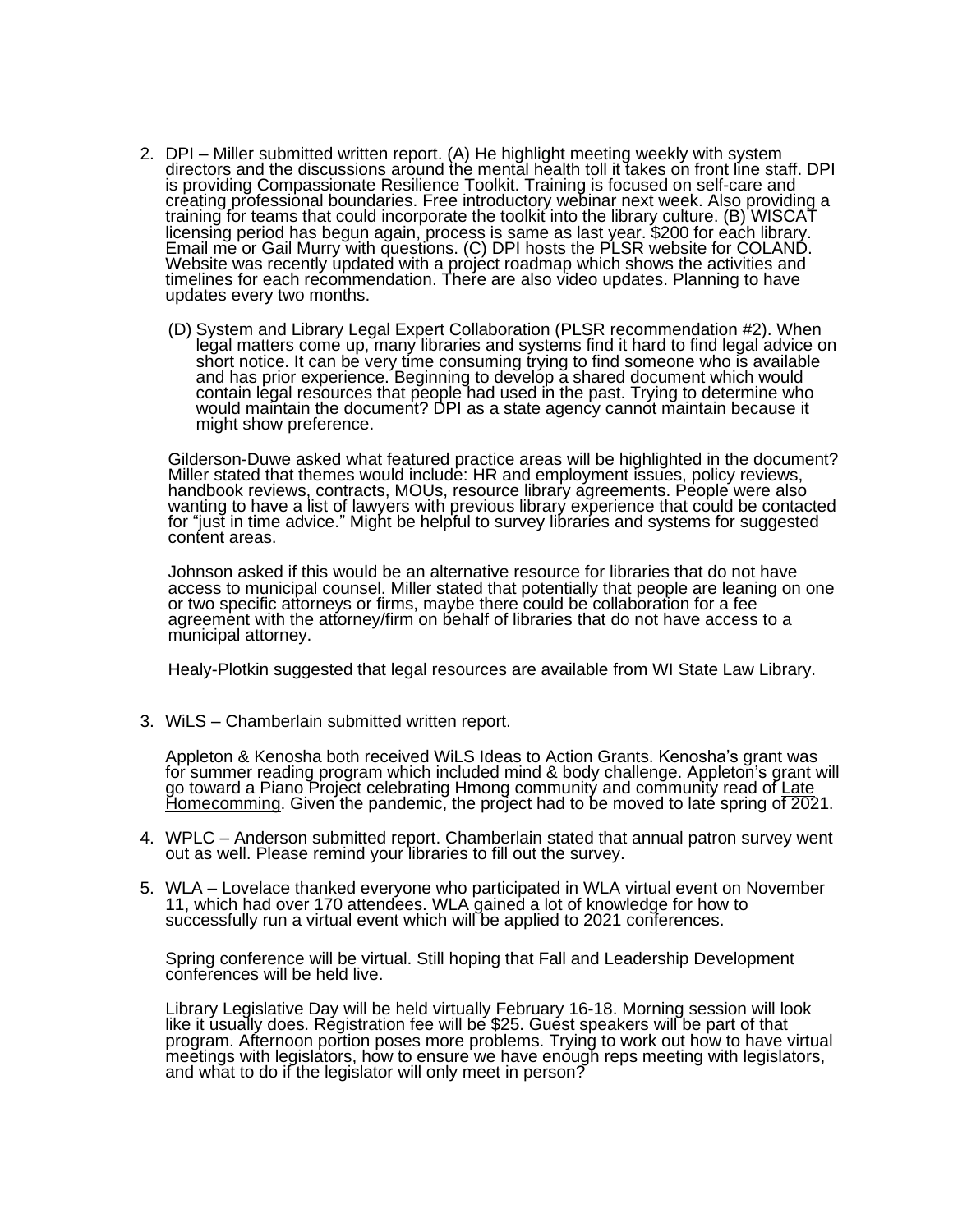2. DPI – Miller submitted written report. (A) He highlight meeting weekly with system directors and the discussions around the mental health toll it takes on front line staff. DPI is providing Compassionate Resilience Toolkit. Training is focused on self-care and creating professional boundaries. Free introductory webinar next week. Also providing a training for teams that could incorporate the toolkit into the library culture. (B) WISCAT licensing period has begun again, process is same as last year. $200 for each library. Email me or Gail Murry with questions. (C) DPI hosts the PLSR website for COLAND. Website was recently updated with a project roadmap which shows the activities and timelines for each recommendation. There are also video updates. Planning to have updates every two months.

   (D) System and Library Legal Expert Collaboration (PLSR recommendation #2). When legal matters come up, many libraries and systems find it hard to find legal advice on short notice. It can be very time consuming trying to find someone who is available and has prior experience. Beginning to develop a shared document which would contain legal resources that people had used in the past. Trying to determine who would maintain the document? DPI as a state agency cannot maintain because it might show preference.

   Gilderson-Duwe asked what featured practice areas will be highlighted in the document? Miller stated that themes would include: HR and employment issues, policy reviews, handbook reviews, contracts, MOUs, resource library agreements. People were also wanting to have a list of lawyers with previous library experience that could be contacted for "just in time advice." Might be helpful to survey libraries and systems for suggested content areas.

   Johnson asked if this would be an alternative resource for libraries that do not have access to municipal counsel. Miller stated that potentially that people are leaning on one or two specific attorneys or firms, maybe there could be collaboration for a fee agreement with the attorney/firm on behalf of libraries that do not have access to a municipal attorney.

   Healy-Plotkin suggested that legal resources are available from WI State Law Library.

3. WiLS – Chamberlain submitted written report.

   Appleton & Kenosha both received WiLS Ideas to Action Grants. Kenosha's grant was for summer reading program which included mind & body challenge. Appleton's grant will go toward a Piano Project celebrating Hmong community and community read of <u>Late Homecomming</u>. Given the pandemic, the project had to be moved to late spring of 2021.

4. WPLC – Anderson submitted report. Chamberlain stated that annual patron survey went out as well. Please remind your libraries to fill out the survey.

5. WLA – Lovelace thanked everyone who participated in WLA virtual event on November 11, which had over 170 attendees. WLA gained a lot of knowledge for how to successfully run a virtual event which will be applied to 2021 conferences.

   Spring conference will be virtual. Still hoping that Fall and Leadership Development conferences will be held live.

   Library Legislative Day will be held virtually February 16-18. Morning session will look like it usually does. Registration fee will be $25. Guest speakers will be part of that program. Afternoon portion poses more problems. Trying to work out how to have virtual meetings with legislators, how to ensure we have enough reps meeting with legislators, and what to do if the legislator will only meet in person?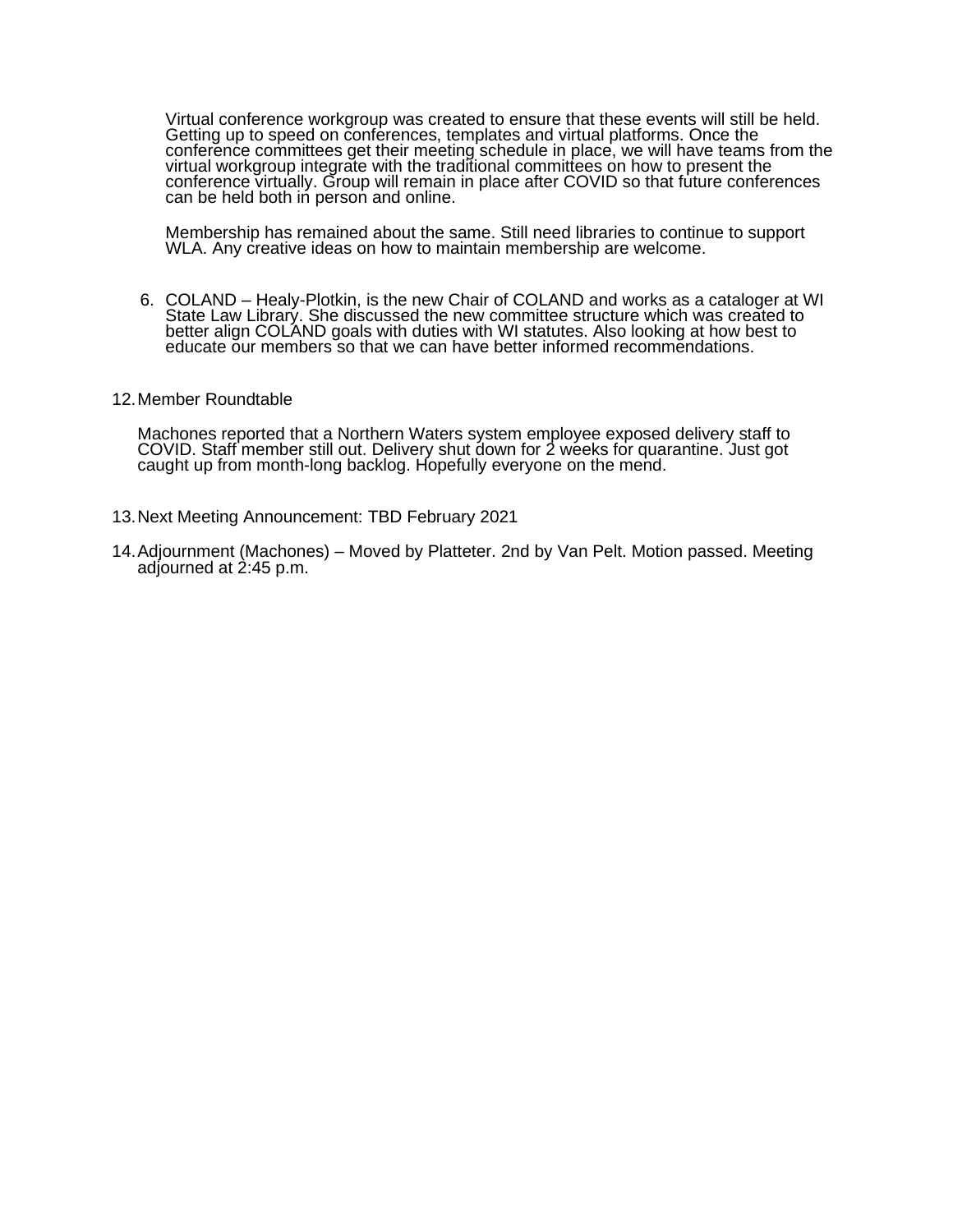Virtual conference workgroup was created to ensure that these events will still be held. Getting up to speed on conferences, templates and virtual platforms. Once the conference committees get their meeting schedule in place, we will have teams from the virtual workgroup integrate with the traditional committees on how to present the conference virtually. Group will remain in place after COVID so that future conferences can be held both in person and online.

Membership has remained about the same. Still need libraries to continue to support WLA. Any creative ideas on how to maintain membership are welcome.

6. COLAND – Healy-Plotkin, is the new Chair of COLAND and works as a cataloger at WI State Law Library. She discussed the new committee structure which was created to better align COLAND goals with duties with WI statutes. Also looking at how best to educate our members so that we can have better informed recommendations.

12. Member Roundtable

Machones reported that a Northern Waters system employee exposed delivery staff to COVID. Staff member still out. Delivery shut down for 2 weeks for quarantine. Just got caught up from month-long backlog. Hopefully everyone on the mend.

13. Next Meeting Announcement: TBD February 2021

14. Adjournment (Machones) – Moved by Platteter. 2nd by Van Pelt. Motion passed. Meeting adjourned at 2:45 p.m.